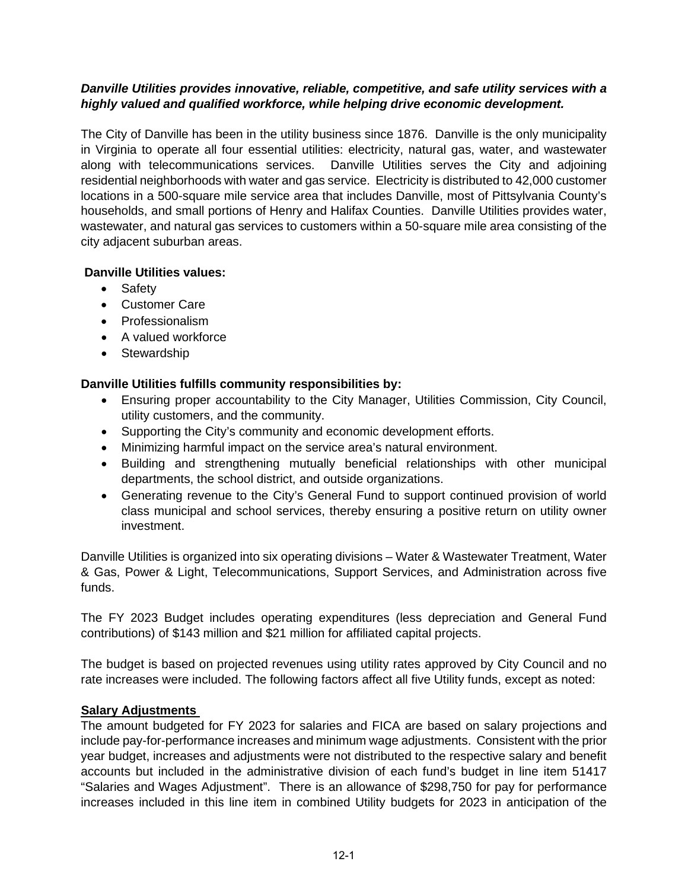***Danville Utilities provides innovative, reliable, competitive, and safe utility services with a highly valued and qualified workforce, while helping drive economic development.***

The City of Danville has been in the utility business since 1876. Danville is the only municipality in Virginia to operate all four essential utilities: electricity, natural gas, water, and wastewater along with telecommunications services. Danville Utilities serves the City and adjoining residential neighborhoods with water and gas service. Electricity is distributed to 42,000 customer locations in a 500-square mile service area that includes Danville, most of Pittsylvania County's households, and small portions of Henry and Halifax Counties. Danville Utilities provides water, wastewater, and natural gas services to customers within a 50-square mile area consisting of the city adjacent suburban areas.

**Danville Utilities values:**

- Safety
- Customer Care
- Professionalism
- A valued workforce
- Stewardship

**Danville Utilities fulfills community responsibilities by:**

- Ensuring proper accountability to the City Manager, Utilities Commission, City Council, utility customers, and the community.
- Supporting the City's community and economic development efforts.
- Minimizing harmful impact on the service area's natural environment.
- Building and strengthening mutually beneficial relationships with other municipal departments, the school district, and outside organizations.
- Generating revenue to the City's General Fund to support continued provision of world class municipal and school services, thereby ensuring a positive return on utility owner investment.

Danville Utilities is organized into six operating divisions – Water & Wastewater Treatment, Water & Gas, Power & Light, Telecommunications, Support Services, and Administration across five funds.

The FY 2023 Budget includes operating expenditures (less depreciation and General Fund contributions) of $143 million and $21 million for affiliated capital projects.

The budget is based on projected revenues using utility rates approved by City Council and no rate increases were included. The following factors affect all five Utility funds, except as noted:

**Salary Adjustments**

The amount budgeted for FY 2023 for salaries and FICA are based on salary projections and include pay-for-performance increases and minimum wage adjustments. Consistent with the prior year budget, increases and adjustments were not distributed to the respective salary and benefit accounts but included in the administrative division of each fund's budget in line item 51417 "Salaries and Wages Adjustment". There is an allowance of $298,750 for pay for performance increases included in this line item in combined Utility budgets for 2023 in anticipation of the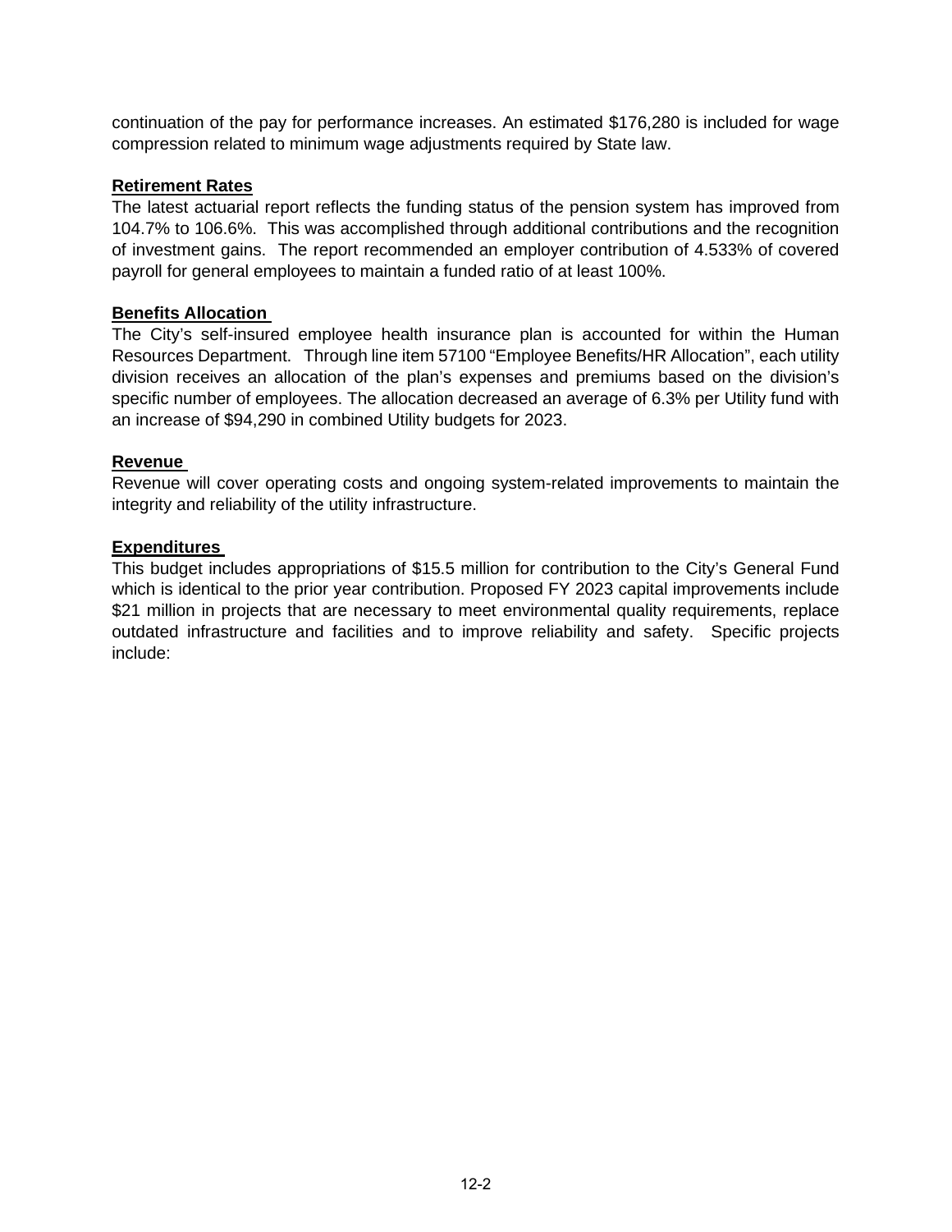continuation of the pay for performance increases. An estimated $176,280 is included for wage compression related to minimum wage adjustments required by State law.

**Retirement Rates**

The latest actuarial report reflects the funding status of the pension system has improved from 104.7% to 106.6%. This was accomplished through additional contributions and the recognition of investment gains. The report recommended an employer contribution of 4.533% of covered payroll for general employees to maintain a funded ratio of at least 100%.

**Benefits Allocation**

The City's self-insured employee health insurance plan is accounted for within the Human Resources Department. Through line item 57100 "Employee Benefits/HR Allocation", each utility division receives an allocation of the plan's expenses and premiums based on the division's specific number of employees. The allocation decreased an average of 6.3% per Utility fund with an increase of $94,290 in combined Utility budgets for 2023.

**Revenue**

Revenue will cover operating costs and ongoing system-related improvements to maintain the integrity and reliability of the utility infrastructure.

**Expenditures**

This budget includes appropriations of $15.5 million for contribution to the City's General Fund which is identical to the prior year contribution. Proposed FY 2023 capital improvements include $21 million in projects that are necessary to meet environmental quality requirements, replace outdated infrastructure and facilities and to improve reliability and safety. Specific projects include: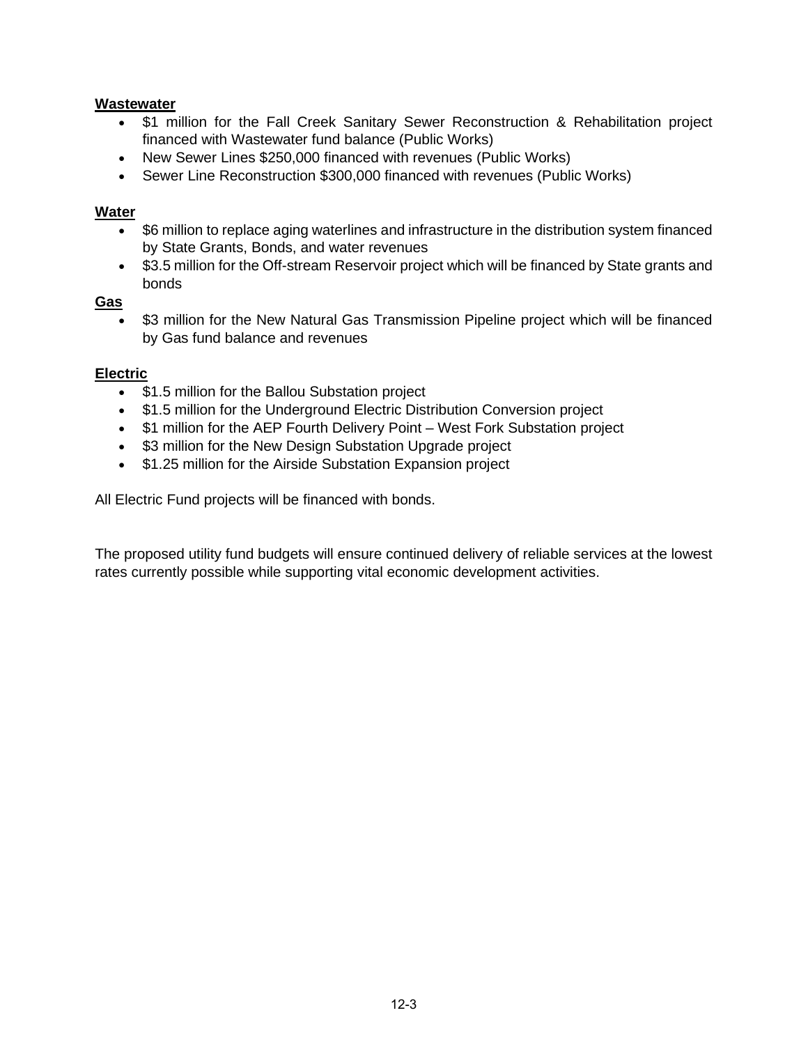**Wastewater**

- $1 million for the Fall Creek Sanitary Sewer Reconstruction & Rehabilitation project financed with Wastewater fund balance (Public Works)
- New Sewer Lines $250,000 financed with revenues (Public Works)
- Sewer Line Reconstruction $300,000 financed with revenues (Public Works)

**Water**

- $6 million to replace aging waterlines and infrastructure in the distribution system financed by State Grants, Bonds, and water revenues
- $3.5 million for the Off-stream Reservoir project which will be financed by State grants and bonds

**Gas**

- $3 million for the New Natural Gas Transmission Pipeline project which will be financed by Gas fund balance and revenues

**Electric**

- $1.5 million for the Ballou Substation project
- $1.5 million for the Underground Electric Distribution Conversion project
- $1 million for the AEP Fourth Delivery Point – West Fork Substation project
- $3 million for the New Design Substation Upgrade project
- $1.25 million for the Airside Substation Expansion project

All Electric Fund projects will be financed with bonds.

The proposed utility fund budgets will ensure continued delivery of reliable services at the lowest rates currently possible while supporting vital economic development activities.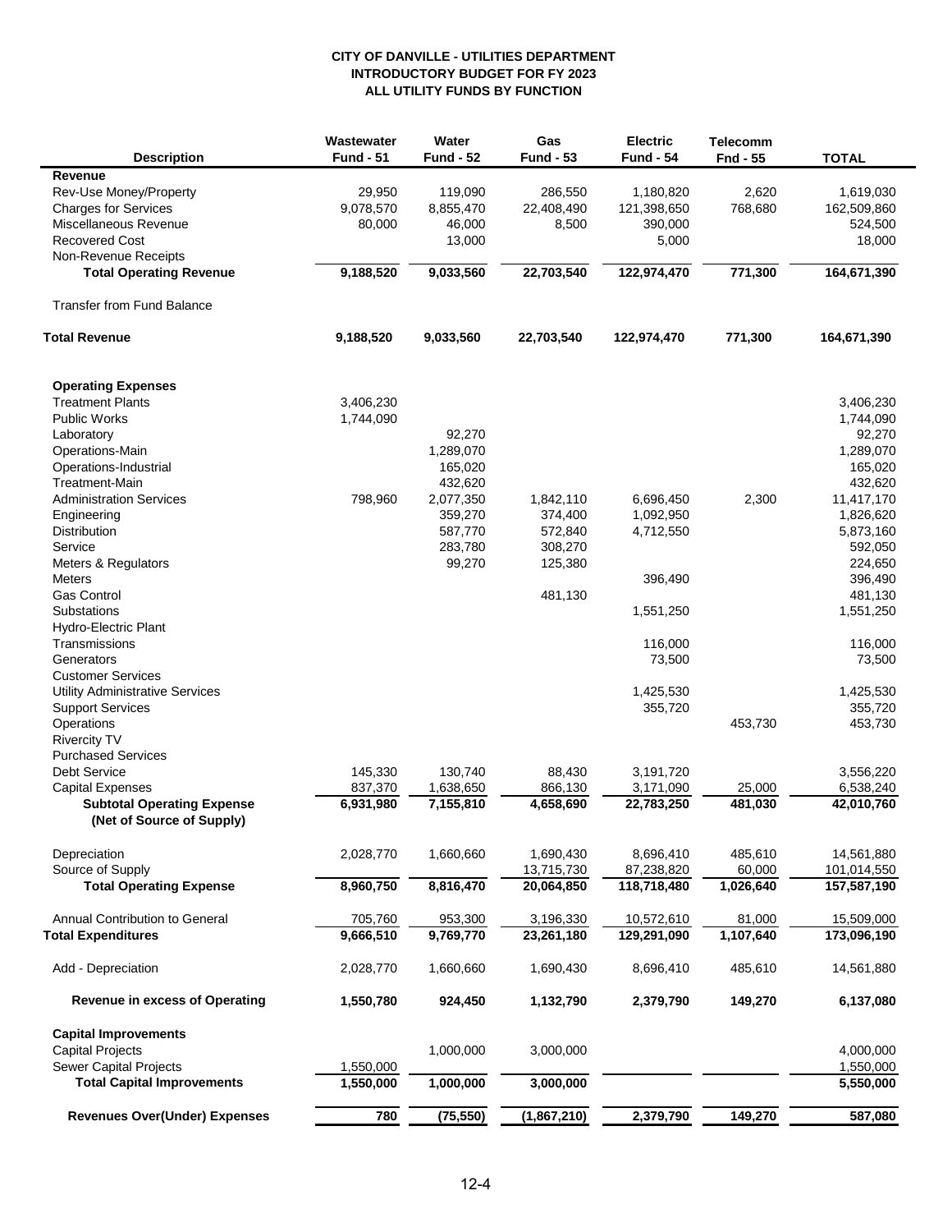**CITY OF DANVILLE - UTILITIES DEPARTMENT**
**INTRODUCTORY BUDGET FOR FY 2023**
**ALL UTILITY FUNDS BY FUNCTION**

| Description | Wastewater Fund - 51 | Water Fund - 52 | Gas Fund - 53 | Electric Fund - 54 | Telecomm Fnd - 55 | TOTAL |
|---|---|---|---|---|---|---|
| **Revenue** | | | | | | |
| Rev-Use Money/Property | 29,950 | 119,090 | 286,550 | 1,180,820 | 2,620 | 1,619,030 |
| Charges for Services | 9,078,570 | 8,855,470 | 22,408,490 | 121,398,650 | 768,680 | 162,509,860 |
| Miscellaneous Revenue | 80,000 | 46,000 | 8,500 | 390,000 | | 524,500 |
| Recovered Cost | | 13,000 | | 5,000 | | 18,000 |
| Non-Revenue Receipts | | | | | | |
| **Total Operating Revenue** | **9,188,520** | **9,033,560** | **22,703,540** | **122,974,470** | **771,300** | **164,671,390** |
| Transfer from Fund Balance | | | | | | |
| **Total Revenue** | **9,188,520** | **9,033,560** | **22,703,540** | **122,974,470** | **771,300** | **164,671,390** |
| **Operating Expenses** | | | | | | |
| Treatment Plants | 3,406,230 | | | | | 3,406,230 |
| Public Works | 1,744,090 | | | | | 1,744,090 |
| Laboratory | | 92,270 | | | | 92,270 |
| Operations-Main | | 1,289,070 | | | | 1,289,070 |
| Operations-Industrial | | 165,020 | | | | 165,020 |
| Treatment-Main | | 432,620 | | | | 432,620 |
| Administration Services | 798,960 | 2,077,350 | 1,842,110 | 6,696,450 | 2,300 | 11,417,170 |
| Engineering | | 359,270 | 374,400 | 1,092,950 | | 1,826,620 |
| Distribution | | 587,770 | 572,840 | 4,712,550 | | 5,873,160 |
| Service | | 283,780 | 308,270 | | | 592,050 |
| Meters & Regulators | | 99,270 | 125,380 | | | 224,650 |
| Meters | | | | 396,490 | | 396,490 |
| Gas Control | | | 481,130 | | | 481,130 |
| Substations | | | | 1,551,250 | | 1,551,250 |
| Hydro-Electric Plant | | | | | | |
| Transmissions | | | | 116,000 | | 116,000 |
| Generators | | | | 73,500 | | 73,500 |
| Customer Services | | | | | | |
| Utility Administrative Services | | | | 1,425,530 | | 1,425,530 |
| Support Services | | | | 355,720 | | 355,720 |
| Operations | | | | | 453,730 | 453,730 |
| Rivercity TV | | | | | | |
| Purchased Services | | | | | | |
| Debt Service | 145,330 | 130,740 | 88,430 | 3,191,720 | | 3,556,220 |
| Capital Expenses | 837,370 | 1,638,650 | 866,130 | 3,171,090 | 25,000 | 6,538,240 |
| **Subtotal Operating Expense (Net of Source of Supply)** | **6,931,980** | **7,155,810** | **4,658,690** | **22,783,250** | **481,030** | **42,010,760** |
| Depreciation | 2,028,770 | 1,660,660 | 1,690,430 | 8,696,410 | 485,610 | 14,561,880 |
| Source of Supply | | | 13,715,730 | 87,238,820 | 60,000 | 101,014,550 |
| **Total Operating Expense** | **8,960,750** | **8,816,470** | **20,064,850** | **118,718,480** | **1,026,640** | **157,587,190** |
| Annual Contribution to General | 705,760 | 953,300 | 3,196,330 | 10,572,610 | 81,000 | 15,509,000 |
| **Total Expenditures** | **9,666,510** | **9,769,770** | **23,261,180** | **129,291,090** | **1,107,640** | **173,096,190** |
| Add - Depreciation | 2,028,770 | 1,660,660 | 1,690,430 | 8,696,410 | 485,610 | 14,561,880 |
| **Revenue in excess of Operating** | **1,550,780** | **924,450** | **1,132,790** | **2,379,790** | **149,270** | **6,137,080** |
| **Capital Improvements** | | | | | | |
| Capital Projects | | 1,000,000 | 3,000,000 | | | 4,000,000 |
| Sewer Capital Projects | 1,550,000 | | | | | 1,550,000 |
| **Total Capital Improvements** | **1,550,000** | **1,000,000** | **3,000,000** | | | **5,550,000** |
| **Revenues Over(Under) Expenses** | **780** | **(75,550)** | **(1,867,210)** | **2,379,790** | **149,270** | **587,080** |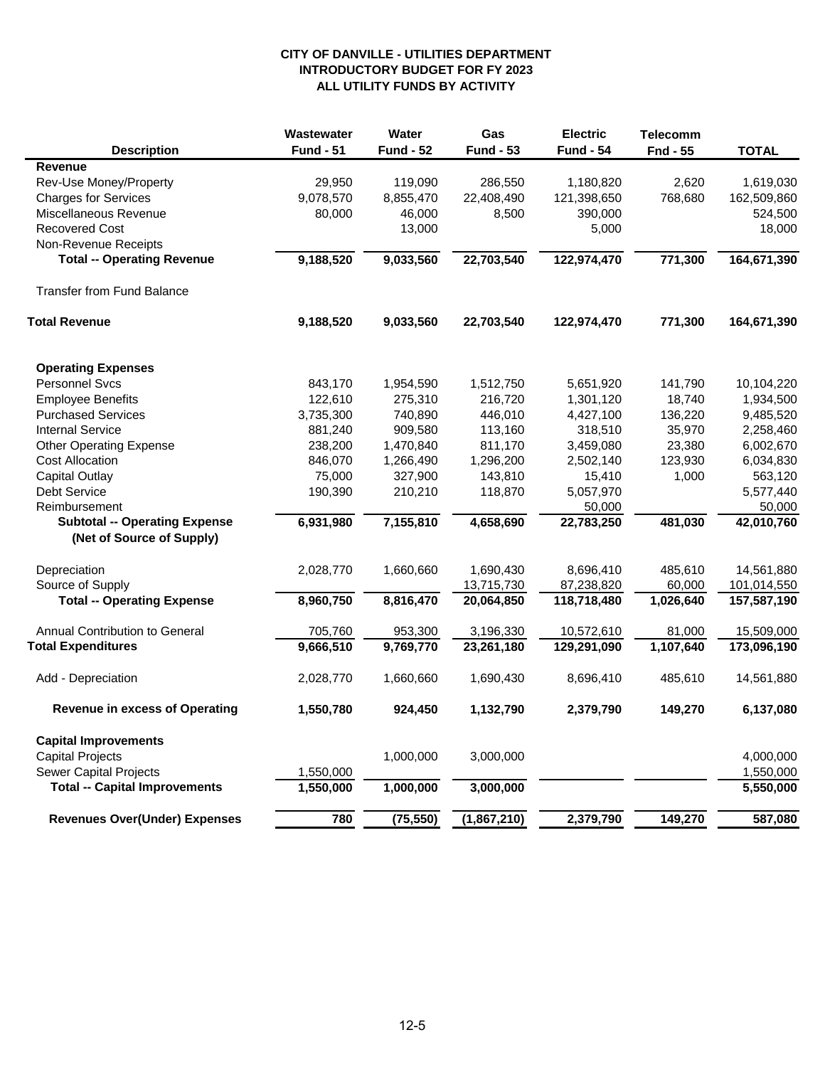**CITY OF DANVILLE - UTILITIES DEPARTMENT**
**INTRODUCTORY BUDGET FOR FY 2023**
**ALL UTILITY FUNDS BY ACTIVITY**

| Description | Wastewater Fund - 51 | Water Fund - 52 | Gas Fund - 53 | Electric Fund - 54 | Telecomm Fnd - 55 | TOTAL |
|---|---|---|---|---|---|---|
| **Revenue** | | | | | | |
| Rev-Use Money/Property | 29,950 | 119,090 | 286,550 | 1,180,820 | 2,620 | 1,619,030 |
| Charges for Services | 9,078,570 | 8,855,470 | 22,408,490 | 121,398,650 | 768,680 | 162,509,860 |
| Miscellaneous Revenue | 80,000 | 46,000 | 8,500 | 390,000 | | 524,500 |
| Recovered Cost | | 13,000 | | 5,000 | | 18,000 |
| Non-Revenue Receipts | | | | | | |
| **Total -- Operating Revenue** | **9,188,520** | **9,033,560** | **22,703,540** | **122,974,470** | **771,300** | **164,671,390** |
| Transfer from Fund Balance | | | | | | |
| **Total Revenue** | **9,188,520** | **9,033,560** | **22,703,540** | **122,974,470** | **771,300** | **164,671,390** |
| **Operating Expenses** | | | | | | |
| Personnel Svcs | 843,170 | 1,954,590 | 1,512,750 | 5,651,920 | 141,790 | 10,104,220 |
| Employee Benefits | 122,610 | 275,310 | 216,720 | 1,301,120 | 18,740 | 1,934,500 |
| Purchased Services | 3,735,300 | 740,890 | 446,010 | 4,427,100 | 136,220 | 9,485,520 |
| Internal Service | 881,240 | 909,580 | 113,160 | 318,510 | 35,970 | 2,258,460 |
| Other Operating Expense | 238,200 | 1,470,840 | 811,170 | 3,459,080 | 23,380 | 6,002,670 |
| Cost Allocation | 846,070 | 1,266,490 | 1,296,200 | 2,502,140 | 123,930 | 6,034,830 |
| Capital Outlay | 75,000 | 327,900 | 143,810 | 15,410 | 1,000 | 563,120 |
| Debt Service | 190,390 | 210,210 | 118,870 | 5,057,970 | | 5,577,440 |
| Reimbursement | | | | 50,000 | | 50,000 |
| **Subtotal -- Operating Expense (Net of Source of Supply)** | **6,931,980** | **7,155,810** | **4,658,690** | **22,783,250** | **481,030** | **42,010,760** |
| Depreciation | 2,028,770 | 1,660,660 | 1,690,430 | 8,696,410 | 485,610 | 14,561,880 |
| Source of Supply | | | 13,715,730 | 87,238,820 | 60,000 | 101,014,550 |
| **Total -- Operating Expense** | **8,960,750** | **8,816,470** | **20,064,850** | **118,718,480** | **1,026,640** | **157,587,190** |
| Annual Contribution to General | 705,760 | 953,300 | 3,196,330 | 10,572,610 | 81,000 | 15,509,000 |
| **Total Expenditures** | **9,666,510** | **9,769,770** | **23,261,180** | **129,291,090** | **1,107,640** | **173,096,190** |
| Add - Depreciation | 2,028,770 | 1,660,660 | 1,690,430 | 8,696,410 | 485,610 | 14,561,880 |
| **Revenue in excess of Operating** | **1,550,780** | **924,450** | **1,132,790** | **2,379,790** | **149,270** | **6,137,080** |
| **Capital Improvements** | | | | | | |
| Capital Projects | | 1,000,000 | 3,000,000 | | | 4,000,000 |
| Sewer Capital Projects | 1,550,000 | | | | | 1,550,000 |
| **Total -- Capital Improvements** | **1,550,000** | **1,000,000** | **3,000,000** | | | **5,550,000** |
| **Revenues Over(Under) Expenses** | **780** | **(75,550)** | **(1,867,210)** | **2,379,790** | **149,270** | **587,080** |